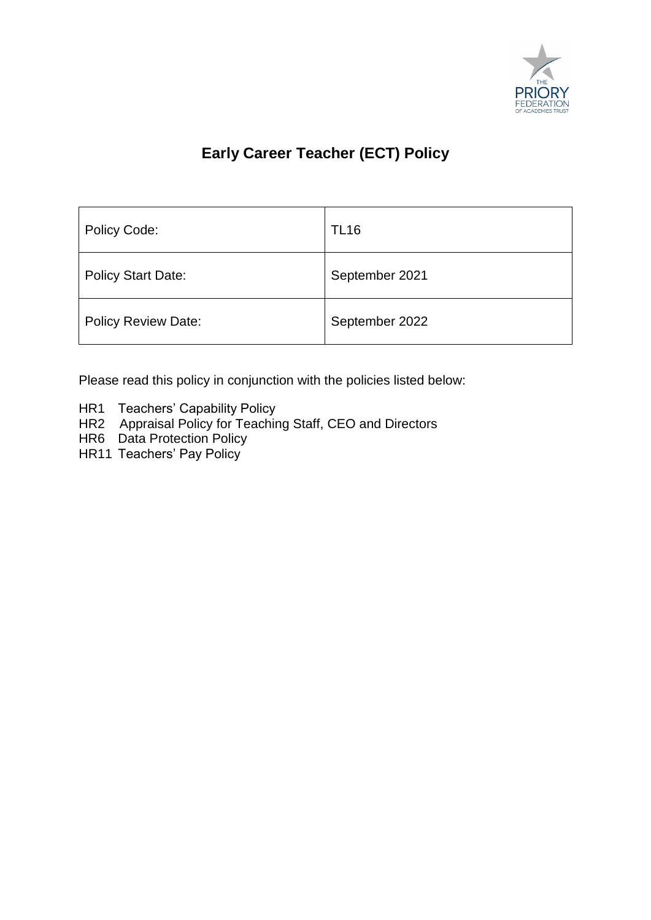# Early Career Teacher (ECT) Policy

| Policy Code: | TL16 |
|---|---|
| Policy Start Date: | September 2021 |
| Policy Review Date: | September 2022 |

Please read this policy in conjunction with the policies listed below:

HR1 Teachers' Capability Policy
HR2 Appraisal Policy for Teaching Staff, CEO and Directors
HR6 Data Protection Policy
HR11 Teachers' Pay Policy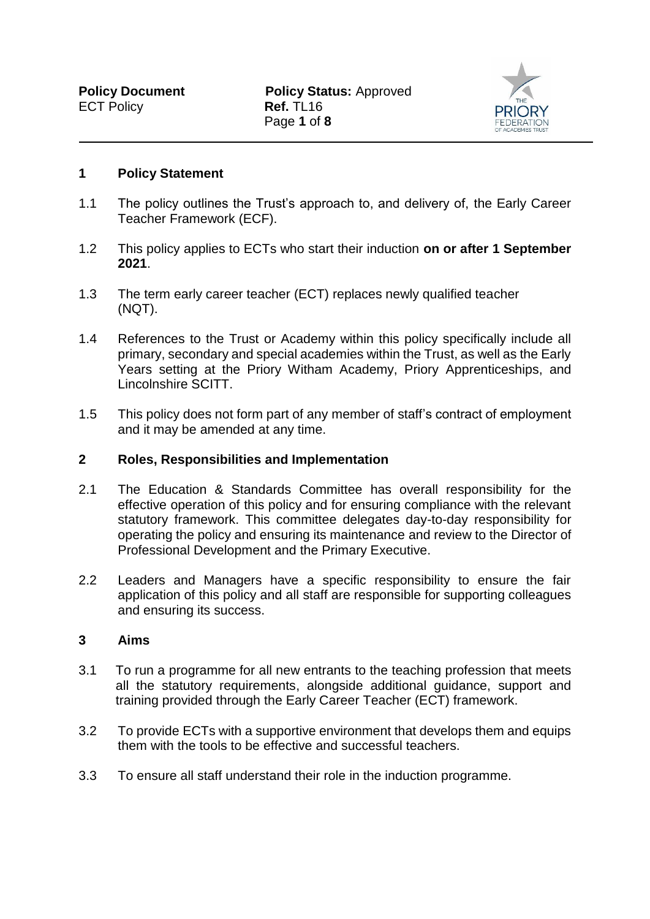## 1 Policy Statement

1.1 The policy outlines the Trust's approach to, and delivery of, the Early Career Teacher Framework (ECF).

1.2 This policy applies to ECTs who start their induction **on or after 1 September 2021**.

1.3 The term early career teacher (ECT) replaces newly qualified teacher (NQT).

1.4 References to the Trust or Academy within this policy specifically include all primary, secondary and special academies within the Trust, as well as the Early Years setting at the Priory Witham Academy, Priory Apprenticeships, and Lincolnshire SCITT.

1.5 This policy does not form part of any member of staff's contract of employment and it may be amended at any time.

## 2 Roles, Responsibilities and Implementation

2.1 The Education & Standards Committee has overall responsibility for the effective operation of this policy and for ensuring compliance with the relevant statutory framework. This committee delegates day-to-day responsibility for operating the policy and ensuring its maintenance and review to the Director of Professional Development and the Primary Executive.

2.2 Leaders and Managers have a specific responsibility to ensure the fair application of this policy and all staff are responsible for supporting colleagues and ensuring its success.

## 3 Aims

3.1 To run a programme for all new entrants to the teaching profession that meets all the statutory requirements, alongside additional guidance, support and training provided through the Early Career Teacher (ECT) framework.

3.2 To provide ECTs with a supportive environment that develops them and equips them with the tools to be effective and successful teachers.

3.3 To ensure all staff understand their role in the induction programme.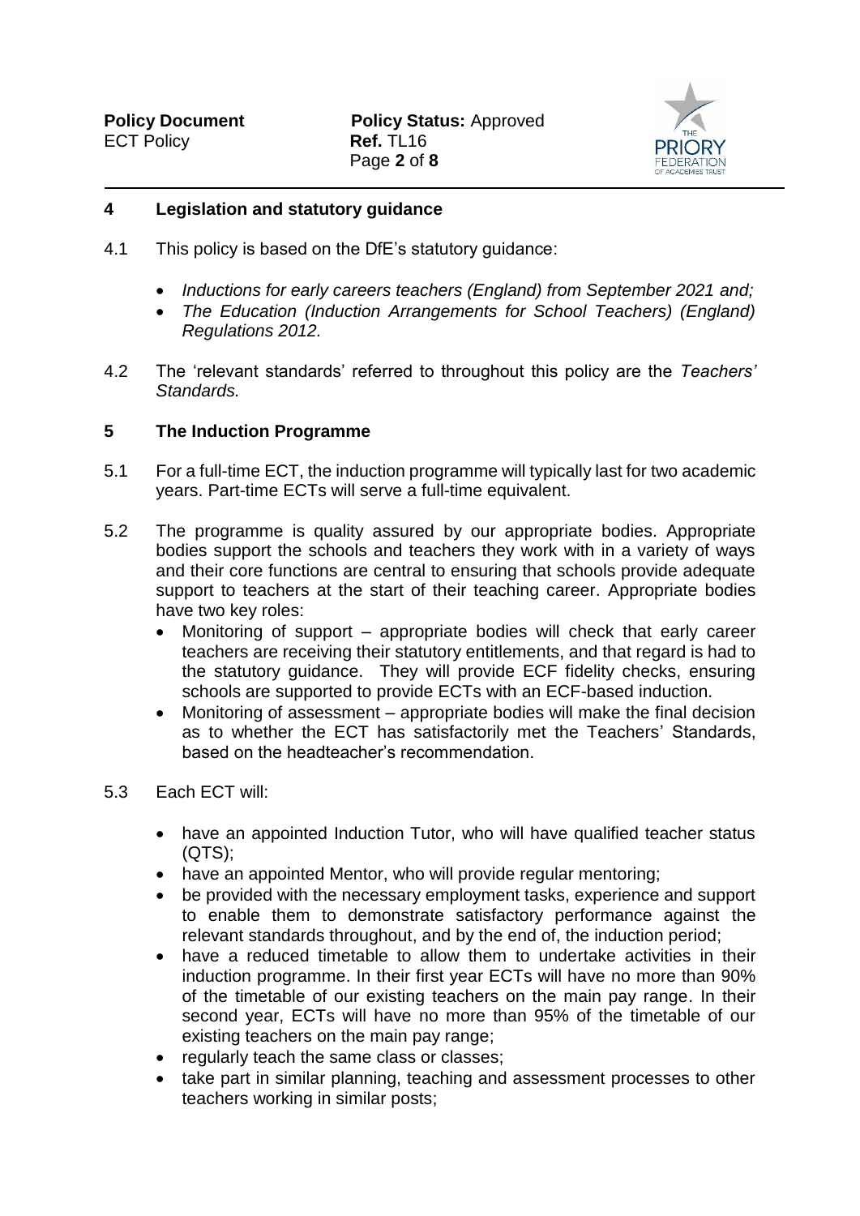## 4 Legislation and statutory guidance

4.1 This policy is based on the DfE's statutory guidance:

- *Inductions for early careers teachers (England) from September 2021 and;*
- *The Education (Induction Arrangements for School Teachers) (England) Regulations 2012.*

4.2 The 'relevant standards' referred to throughout this policy are the *Teachers' Standards.*

## 5 The Induction Programme

5.1 For a full-time ECT, the induction programme will typically last for two academic years. Part-time ECTs will serve a full-time equivalent.

5.2 The programme is quality assured by our appropriate bodies. Appropriate bodies support the schools and teachers they work with in a variety of ways and their core functions are central to ensuring that schools provide adequate support to teachers at the start of their teaching career. Appropriate bodies have two key roles:

- Monitoring of support – appropriate bodies will check that early career teachers are receiving their statutory entitlements, and that regard is had to the statutory guidance. They will provide ECF fidelity checks, ensuring schools are supported to provide ECTs with an ECF-based induction.
- Monitoring of assessment – appropriate bodies will make the final decision as to whether the ECT has satisfactorily met the Teachers' Standards, based on the headteacher's recommendation.

5.3 Each ECT will:

- have an appointed Induction Tutor, who will have qualified teacher status (QTS);
- have an appointed Mentor, who will provide regular mentoring;
- be provided with the necessary employment tasks, experience and support to enable them to demonstrate satisfactory performance against the relevant standards throughout, and by the end of, the induction period;
- have a reduced timetable to allow them to undertake activities in their induction programme. In their first year ECTs will have no more than 90% of the timetable of our existing teachers on the main pay range. In their second year, ECTs will have no more than 95% of the timetable of our existing teachers on the main pay range;
- regularly teach the same class or classes;
- take part in similar planning, teaching and assessment processes to other teachers working in similar posts;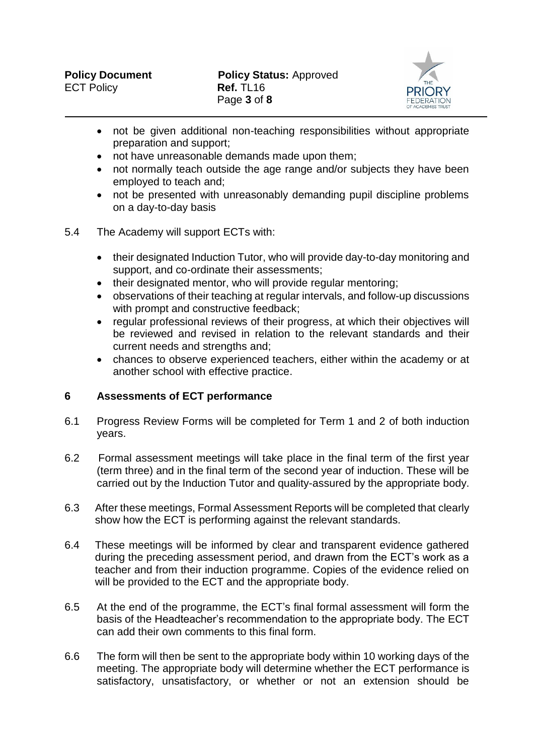- not be given additional non-teaching responsibilities without appropriate preparation and support;
- not have unreasonable demands made upon them;
- not normally teach outside the age range and/or subjects they have been employed to teach and;
- not be presented with unreasonably demanding pupil discipline problems on a day-to-day basis

5.4 The Academy will support ECTs with:

- their designated Induction Tutor, who will provide day-to-day monitoring and support, and co-ordinate their assessments;
- their designated mentor, who will provide regular mentoring;
- observations of their teaching at regular intervals, and follow-up discussions with prompt and constructive feedback;
- regular professional reviews of their progress, at which their objectives will be reviewed and revised in relation to the relevant standards and their current needs and strengths and;
- chances to observe experienced teachers, either within the academy or at another school with effective practice.

## 6 Assessments of ECT performance

6.1 Progress Review Forms will be completed for Term 1 and 2 of both induction years.

6.2 Formal assessment meetings will take place in the final term of the first year (term three) and in the final term of the second year of induction. These will be carried out by the Induction Tutor and quality-assured by the appropriate body.

6.3 After these meetings, Formal Assessment Reports will be completed that clearly show how the ECT is performing against the relevant standards.

6.4 These meetings will be informed by clear and transparent evidence gathered during the preceding assessment period, and drawn from the ECT's work as a teacher and from their induction programme. Copies of the evidence relied on will be provided to the ECT and the appropriate body.

6.5 At the end of the programme, the ECT's final formal assessment will form the basis of the Headteacher's recommendation to the appropriate body. The ECT can add their own comments to this final form.

6.6 The form will then be sent to the appropriate body within 10 working days of the meeting. The appropriate body will determine whether the ECT performance is satisfactory, unsatisfactory, or whether or not an extension should be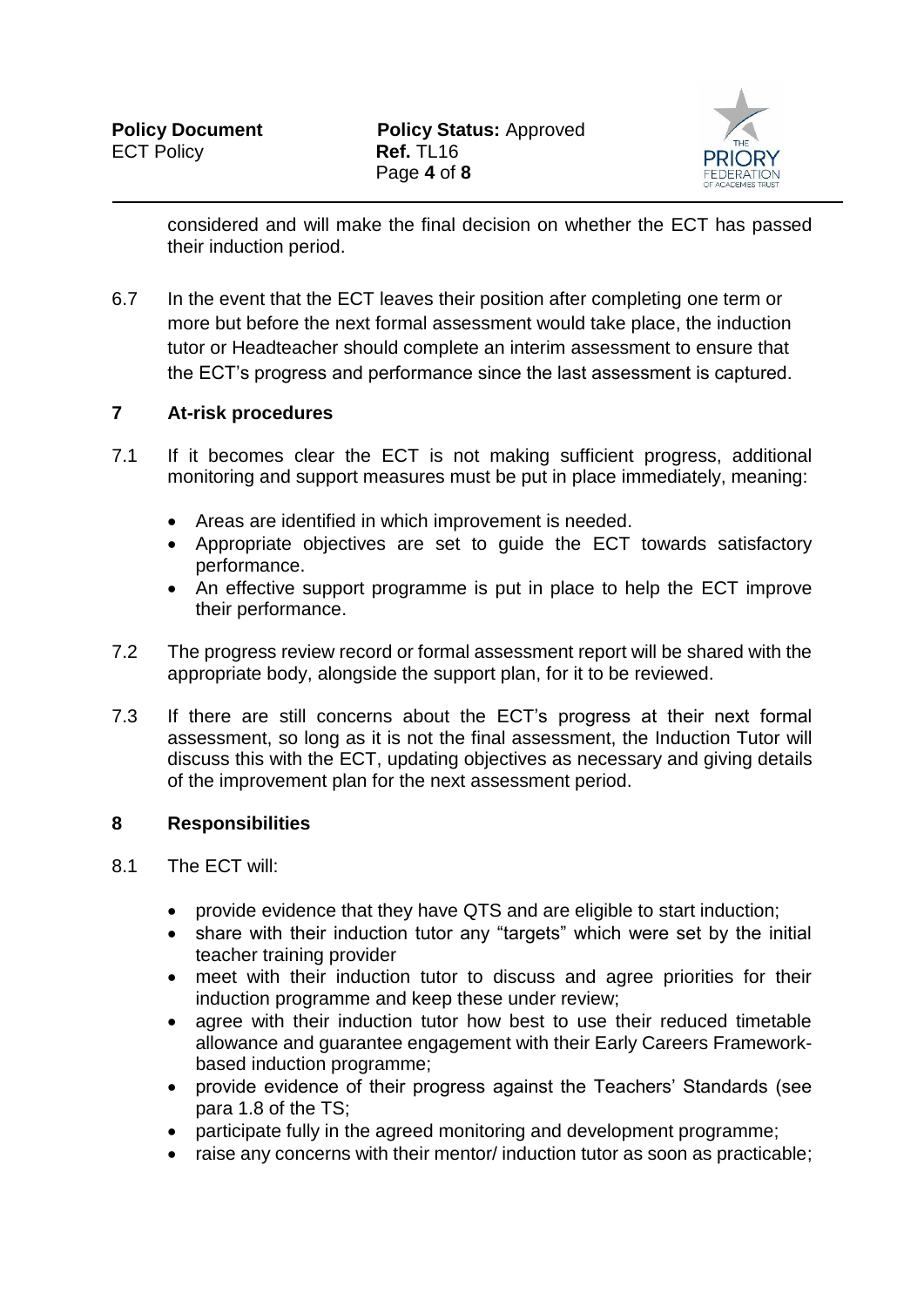considered and will make the final decision on whether the ECT has passed their induction period.

6.7 In the event that the ECT leaves their position after completing one term or more but before the next formal assessment would take place, the induction tutor or Headteacher should complete an interim assessment to ensure that the ECT's progress and performance since the last assessment is captured.

## 7 At-risk procedures

7.1 If it becomes clear the ECT is not making sufficient progress, additional monitoring and support measures must be put in place immediately, meaning:

- Areas are identified in which improvement is needed.
- Appropriate objectives are set to guide the ECT towards satisfactory performance.
- An effective support programme is put in place to help the ECT improve their performance.

7.2 The progress review record or formal assessment report will be shared with the appropriate body, alongside the support plan, for it to be reviewed.

7.3 If there are still concerns about the ECT's progress at their next formal assessment, so long as it is not the final assessment, the Induction Tutor will discuss this with the ECT, updating objectives as necessary and giving details of the improvement plan for the next assessment period.

## 8 Responsibilities

8.1 The ECT will:

- provide evidence that they have QTS and are eligible to start induction;
- share with their induction tutor any "targets" which were set by the initial teacher training provider
- meet with their induction tutor to discuss and agree priorities for their induction programme and keep these under review;
- agree with their induction tutor how best to use their reduced timetable allowance and guarantee engagement with their Early Careers Framework-based induction programme;
- provide evidence of their progress against the Teachers' Standards (see para 1.8 of the TS;
- participate fully in the agreed monitoring and development programme;
- raise any concerns with their mentor/ induction tutor as soon as practicable;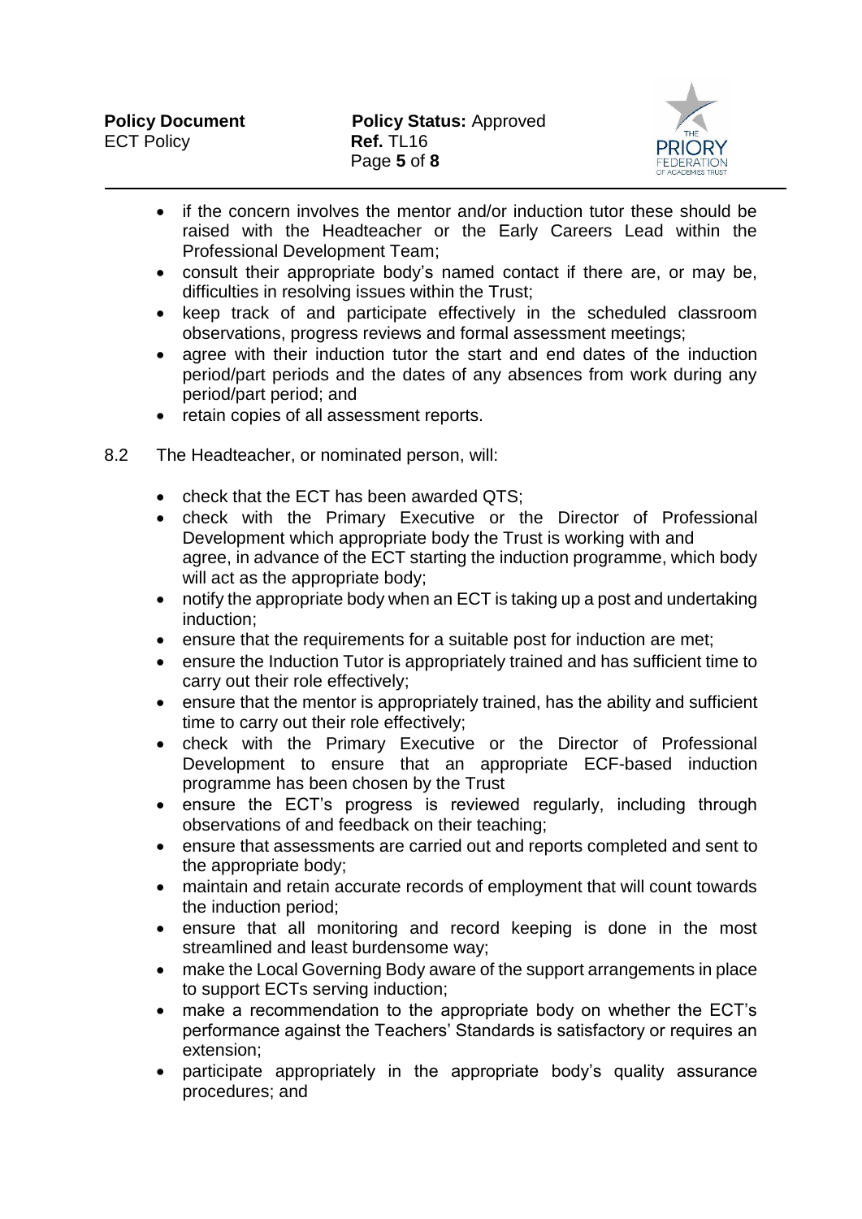- if the concern involves the mentor and/or induction tutor these should be raised with the Headteacher or the Early Careers Lead within the Professional Development Team;
- consult their appropriate body's named contact if there are, or may be, difficulties in resolving issues within the Trust;
- keep track of and participate effectively in the scheduled classroom observations, progress reviews and formal assessment meetings;
- agree with their induction tutor the start and end dates of the induction period/part periods and the dates of any absences from work during any period/part period; and
- retain copies of all assessment reports.

8.2 The Headteacher, or nominated person, will:

- check that the ECT has been awarded QTS;
- check with the Primary Executive or the Director of Professional Development which appropriate body the Trust is working with and agree, in advance of the ECT starting the induction programme, which body will act as the appropriate body;
- notify the appropriate body when an ECT is taking up a post and undertaking induction;
- ensure that the requirements for a suitable post for induction are met;
- ensure the Induction Tutor is appropriately trained and has sufficient time to carry out their role effectively;
- ensure that the mentor is appropriately trained, has the ability and sufficient time to carry out their role effectively;
- check with the Primary Executive or the Director of Professional Development to ensure that an appropriate ECF-based induction programme has been chosen by the Trust
- ensure the ECT's progress is reviewed regularly, including through observations of and feedback on their teaching;
- ensure that assessments are carried out and reports completed and sent to the appropriate body;
- maintain and retain accurate records of employment that will count towards the induction period;
- ensure that all monitoring and record keeping is done in the most streamlined and least burdensome way;
- make the Local Governing Body aware of the support arrangements in place to support ECTs serving induction;
- make a recommendation to the appropriate body on whether the ECT's performance against the Teachers' Standards is satisfactory or requires an extension;
- participate appropriately in the appropriate body's quality assurance procedures; and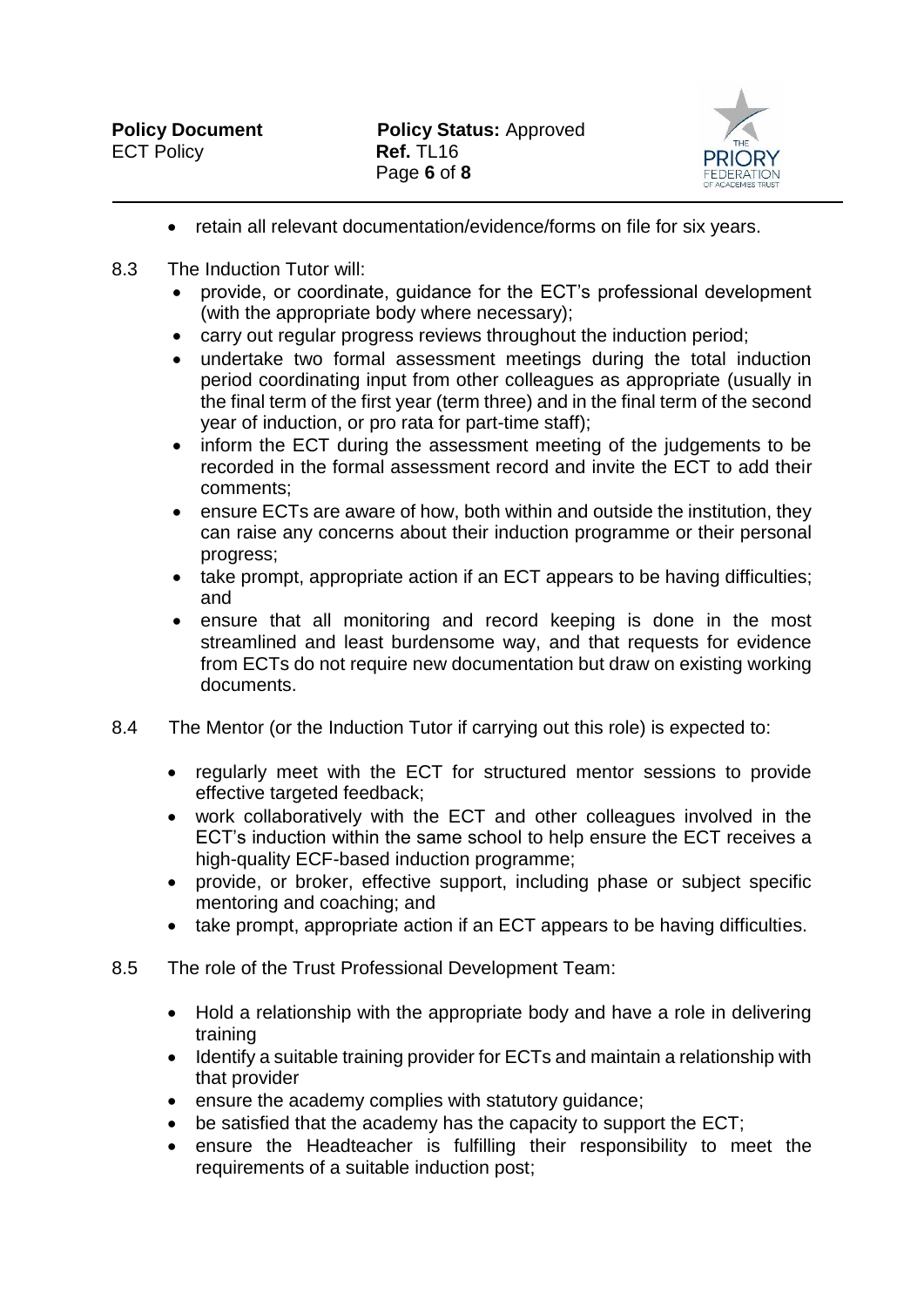- retain all relevant documentation/evidence/forms on file for six years.

8.3 The Induction Tutor will:

- provide, or coordinate, guidance for the ECT's professional development (with the appropriate body where necessary);
- carry out regular progress reviews throughout the induction period;
- undertake two formal assessment meetings during the total induction period coordinating input from other colleagues as appropriate (usually in the final term of the first year (term three) and in the final term of the second year of induction, or pro rata for part-time staff);
- inform the ECT during the assessment meeting of the judgements to be recorded in the formal assessment record and invite the ECT to add their comments;
- ensure ECTs are aware of how, both within and outside the institution, they can raise any concerns about their induction programme or their personal progress;
- take prompt, appropriate action if an ECT appears to be having difficulties; and
- ensure that all monitoring and record keeping is done in the most streamlined and least burdensome way, and that requests for evidence from ECTs do not require new documentation but draw on existing working documents.

8.4 The Mentor (or the Induction Tutor if carrying out this role) is expected to:

- regularly meet with the ECT for structured mentor sessions to provide effective targeted feedback;
- work collaboratively with the ECT and other colleagues involved in the ECT's induction within the same school to help ensure the ECT receives a high-quality ECF-based induction programme;
- provide, or broker, effective support, including phase or subject specific mentoring and coaching; and
- take prompt, appropriate action if an ECT appears to be having difficulties.

8.5 The role of the Trust Professional Development Team:

- Hold a relationship with the appropriate body and have a role in delivering training
- Identify a suitable training provider for ECTs and maintain a relationship with that provider
- ensure the academy complies with statutory guidance;
- be satisfied that the academy has the capacity to support the ECT;
- ensure the Headteacher is fulfilling their responsibility to meet the requirements of a suitable induction post;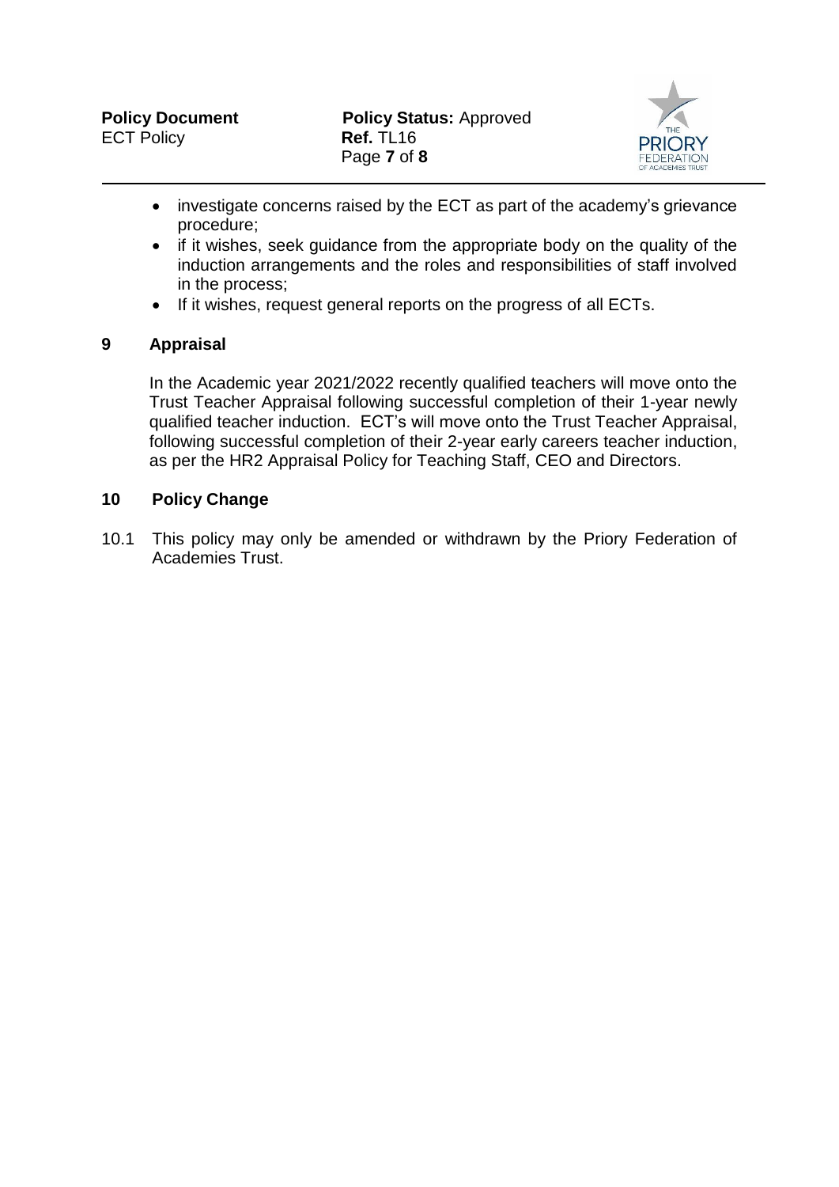- investigate concerns raised by the ECT as part of the academy's grievance procedure;
- if it wishes, seek guidance from the appropriate body on the quality of the induction arrangements and the roles and responsibilities of staff involved in the process;
- If it wishes, request general reports on the progress of all ECTs.

## 9 Appraisal

In the Academic year 2021/2022 recently qualified teachers will move onto the Trust Teacher Appraisal following successful completion of their 1-year newly qualified teacher induction. ECT's will move onto the Trust Teacher Appraisal, following successful completion of their 2-year early careers teacher induction, as per the HR2 Appraisal Policy for Teaching Staff, CEO and Directors.

## 10 Policy Change

10.1 This policy may only be amended or withdrawn by the Priory Federation of Academies Trust.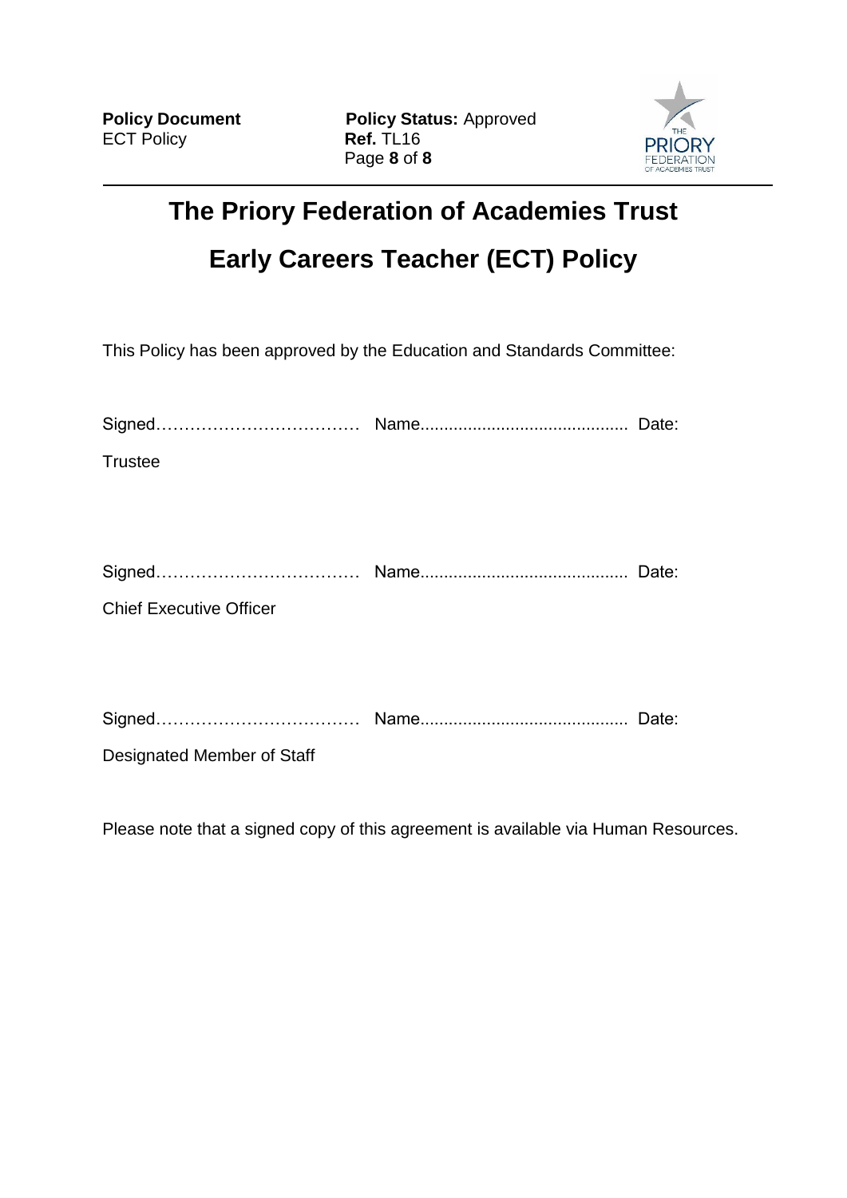# The Priory Federation of Academies Trust

# Early Careers Teacher (ECT) Policy

This Policy has been approved by the Education and Standards Committee:

Signed……………………………… Name........................................... Date:

Trustee

Signed……………………………… Name........................................... Date:

Chief Executive Officer

Signed……………………………… Name........................................... Date:

Designated Member of Staff

Please note that a signed copy of this agreement is available via Human Resources.